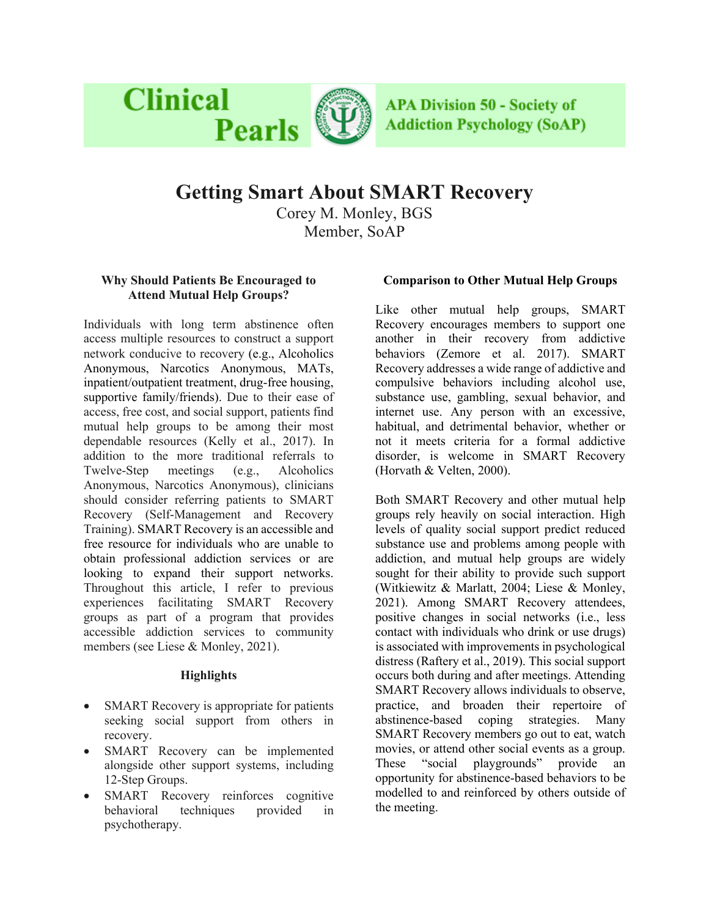Clinical Pearls

APA Division 50 - Society of Addiction Psychology (SoAP)

# Getting Smart About SMART Recovery

Corey M. Monley, BGS
Member, SoAP

### Why Should Patients Be Encouraged to Attend Mutual Help Groups?

Individuals with long term abstinence often access multiple resources to construct a support network conducive to recovery (e.g., Alcoholics Anonymous, Narcotics Anonymous, MATs, inpatient/outpatient treatment, drug-free housing, supportive family/friends). Due to their ease of access, free cost, and social support, patients find mutual help groups to be among their most dependable resources (Kelly et al., 2017). In addition to the more traditional referrals to Twelve-Step meetings (e.g., Alcoholics Anonymous, Narcotics Anonymous), clinicians should consider referring patients to SMART Recovery (Self-Management and Recovery Training). SMART Recovery is an accessible and free resource for individuals who are unable to obtain professional addiction services or are looking to expand their support networks. Throughout this article, I refer to previous experiences facilitating SMART Recovery groups as part of a program that provides accessible addiction services to community members (see Liese & Monley, 2021).

### Highlights

- SMART Recovery is appropriate for patients seeking social support from others in recovery.
- SMART Recovery can be implemented alongside other support systems, including 12-Step Groups.
- SMART Recovery reinforces cognitive behavioral techniques provided in psychotherapy.

### Comparison to Other Mutual Help Groups

Like other mutual help groups, SMART Recovery encourages members to support one another in their recovery from addictive behaviors (Zemore et al. 2017). SMART Recovery addresses a wide range of addictive and compulsive behaviors including alcohol use, substance use, gambling, sexual behavior, and internet use. Any person with an excessive, habitual, and detrimental behavior, whether or not it meets criteria for a formal addictive disorder, is welcome in SMART Recovery (Horvath & Velten, 2000).

Both SMART Recovery and other mutual help groups rely heavily on social interaction. High levels of quality social support predict reduced substance use and problems among people with addiction, and mutual help groups are widely sought for their ability to provide such support (Witkiewitz & Marlatt, 2004; Liese & Monley, 2021). Among SMART Recovery attendees, positive changes in social networks (i.e., less contact with individuals who drink or use drugs) is associated with improvements in psychological distress (Raftery et al., 2019). This social support occurs both during and after meetings. Attending SMART Recovery allows individuals to observe, practice, and broaden their repertoire of abstinence-based coping strategies. Many SMART Recovery members go out to eat, watch movies, or attend other social events as a group. These "social playgrounds" provide an opportunity for abstinence-based behaviors to be modelled to and reinforced by others outside of the meeting.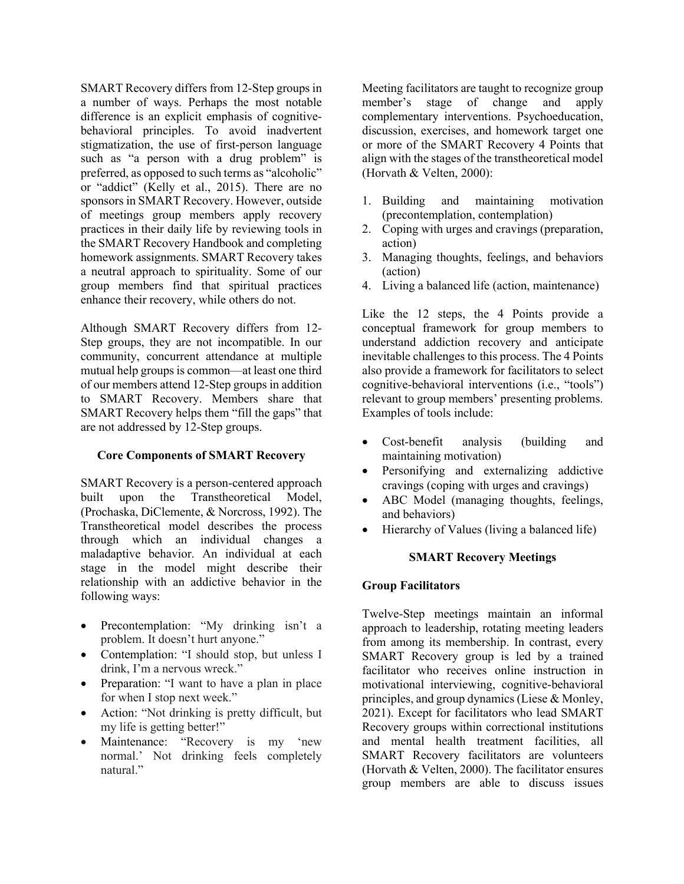SMART Recovery differs from 12-Step groups in a number of ways. Perhaps the most notable difference is an explicit emphasis of cognitive-behavioral principles. To avoid inadvertent stigmatization, the use of first-person language such as "a person with a drug problem" is preferred, as opposed to such terms as "alcoholic" or "addict" (Kelly et al., 2015). There are no sponsors in SMART Recovery. However, outside of meetings group members apply recovery practices in their daily life by reviewing tools in the SMART Recovery Handbook and completing homework assignments. SMART Recovery takes a neutral approach to spirituality. Some of our group members find that spiritual practices enhance their recovery, while others do not.

Although SMART Recovery differs from 12-Step groups, they are not incompatible. In our community, concurrent attendance at multiple mutual help groups is common—at least one third of our members attend 12-Step groups in addition to SMART Recovery. Members share that SMART Recovery helps them "fill the gaps" that are not addressed by 12-Step groups.

## Core Components of SMART Recovery

SMART Recovery is a person-centered approach built upon the Transtheoretical Model, (Prochaska, DiClemente, & Norcross, 1992). The Transtheoretical model describes the process through which an individual changes a maladaptive behavior. An individual at each stage in the model might describe their relationship with an addictive behavior in the following ways:

- Precontemplation: "My drinking isn't a problem. It doesn't hurt anyone."
- Contemplation: "I should stop, but unless I drink, I'm a nervous wreck."
- Preparation: "I want to have a plan in place for when I stop next week."
- Action: "Not drinking is pretty difficult, but my life is getting better!"
- Maintenance: "Recovery is my 'new normal.' Not drinking feels completely natural."

Meeting facilitators are taught to recognize group member's stage of change and apply complementary interventions. Psychoeducation, discussion, exercises, and homework target one or more of the SMART Recovery 4 Points that align with the stages of the transtheoretical model (Horvath & Velten, 2000):

1. Building and maintaining motivation (precontemplation, contemplation)
2. Coping with urges and cravings (preparation, action)
3. Managing thoughts, feelings, and behaviors (action)
4. Living a balanced life (action, maintenance)

Like the 12 steps, the 4 Points provide a conceptual framework for group members to understand addiction recovery and anticipate inevitable challenges to this process. The 4 Points also provide a framework for facilitators to select cognitive-behavioral interventions (i.e., "tools") relevant to group members' presenting problems. Examples of tools include:

- Cost-benefit analysis (building and maintaining motivation)
- Personifying and externalizing addictive cravings (coping with urges and cravings)
- ABC Model (managing thoughts, feelings, and behaviors)
- Hierarchy of Values (living a balanced life)

## SMART Recovery Meetings

### Group Facilitators

Twelve-Step meetings maintain an informal approach to leadership, rotating meeting leaders from among its membership. In contrast, every SMART Recovery group is led by a trained facilitator who receives online instruction in motivational interviewing, cognitive-behavioral principles, and group dynamics (Liese & Monley, 2021). Except for facilitators who lead SMART Recovery groups within correctional institutions and mental health treatment facilities, all SMART Recovery facilitators are volunteers (Horvath & Velten, 2000). The facilitator ensures group members are able to discuss issues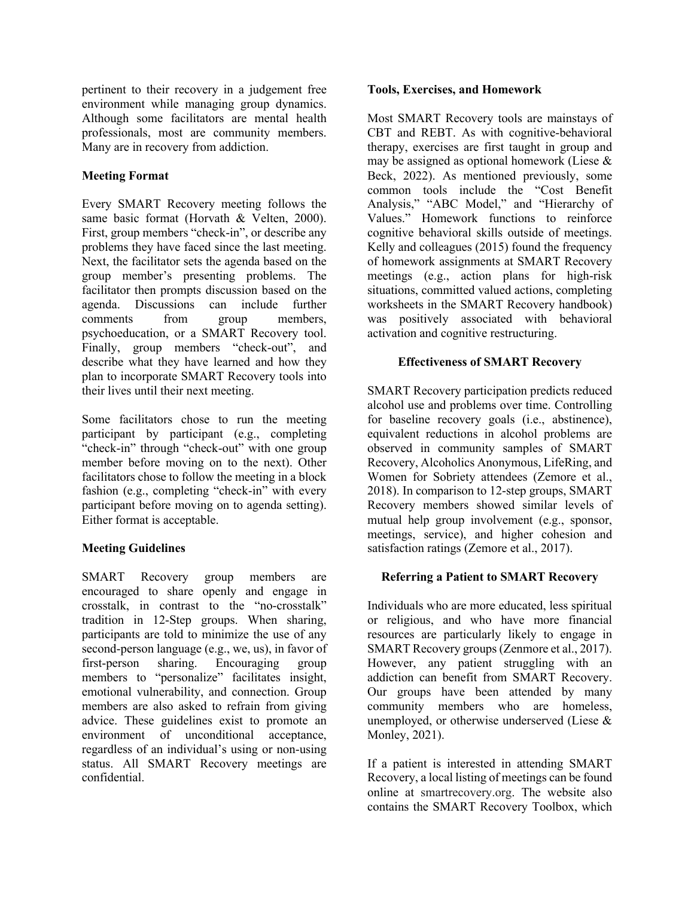pertinent to their recovery in a judgement free environment while managing group dynamics. Although some facilitators are mental health professionals, most are community members. Many are in recovery from addiction.

**Meeting Format**

Every SMART Recovery meeting follows the same basic format (Horvath & Velten, 2000). First, group members "check-in", or describe any problems they have faced since the last meeting. Next, the facilitator sets the agenda based on the group member's presenting problems. The facilitator then prompts discussion based on the agenda. Discussions can include further comments from group members, psychoeducation, or a SMART Recovery tool. Finally, group members "check-out", and describe what they have learned and how they plan to incorporate SMART Recovery tools into their lives until their next meeting.

Some facilitators chose to run the meeting participant by participant (e.g., completing "check-in" through "check-out" with one group member before moving on to the next). Other facilitators chose to follow the meeting in a block fashion (e.g., completing "check-in" with every participant before moving on to agenda setting). Either format is acceptable.

**Meeting Guidelines**

SMART Recovery group members are encouraged to share openly and engage in crosstalk, in contrast to the "no-crosstalk" tradition in 12-Step groups. When sharing, participants are told to minimize the use of any second-person language (e.g., we, us), in favor of first-person sharing. Encouraging group members to "personalize" facilitates insight, emotional vulnerability, and connection. Group members are also asked to refrain from giving advice. These guidelines exist to promote an environment of unconditional acceptance, regardless of an individual's using or non-using status. All SMART Recovery meetings are confidential.

**Tools, Exercises, and Homework**

Most SMART Recovery tools are mainstays of CBT and REBT. As with cognitive-behavioral therapy, exercises are first taught in group and may be assigned as optional homework (Liese & Beck, 2022). As mentioned previously, some common tools include the "Cost Benefit Analysis," "ABC Model," and "Hierarchy of Values." Homework functions to reinforce cognitive behavioral skills outside of meetings. Kelly and colleagues (2015) found the frequency of homework assignments at SMART Recovery meetings (e.g., action plans for high-risk situations, committed valued actions, completing worksheets in the SMART Recovery handbook) was positively associated with behavioral activation and cognitive restructuring.

## Effectiveness of SMART Recovery

SMART Recovery participation predicts reduced alcohol use and problems over time. Controlling for baseline recovery goals (i.e., abstinence), equivalent reductions in alcohol problems are observed in community samples of SMART Recovery, Alcoholics Anonymous, LifeRing, and Women for Sobriety attendees (Zemore et al., 2018). In comparison to 12-step groups, SMART Recovery members showed similar levels of mutual help group involvement (e.g., sponsor, meetings, service), and higher cohesion and satisfaction ratings (Zemore et al., 2017).

## Referring a Patient to SMART Recovery

Individuals who are more educated, less spiritual or religious, and who have more financial resources are particularly likely to engage in SMART Recovery groups (Zenmore et al., 2017). However, any patient struggling with an addiction can benefit from SMART Recovery. Our groups have been attended by many community members who are homeless, unemployed, or otherwise underserved (Liese & Monley, 2021).

If a patient is interested in attending SMART Recovery, a local listing of meetings can be found online at smartrecovery.org. The website also contains the SMART Recovery Toolbox, which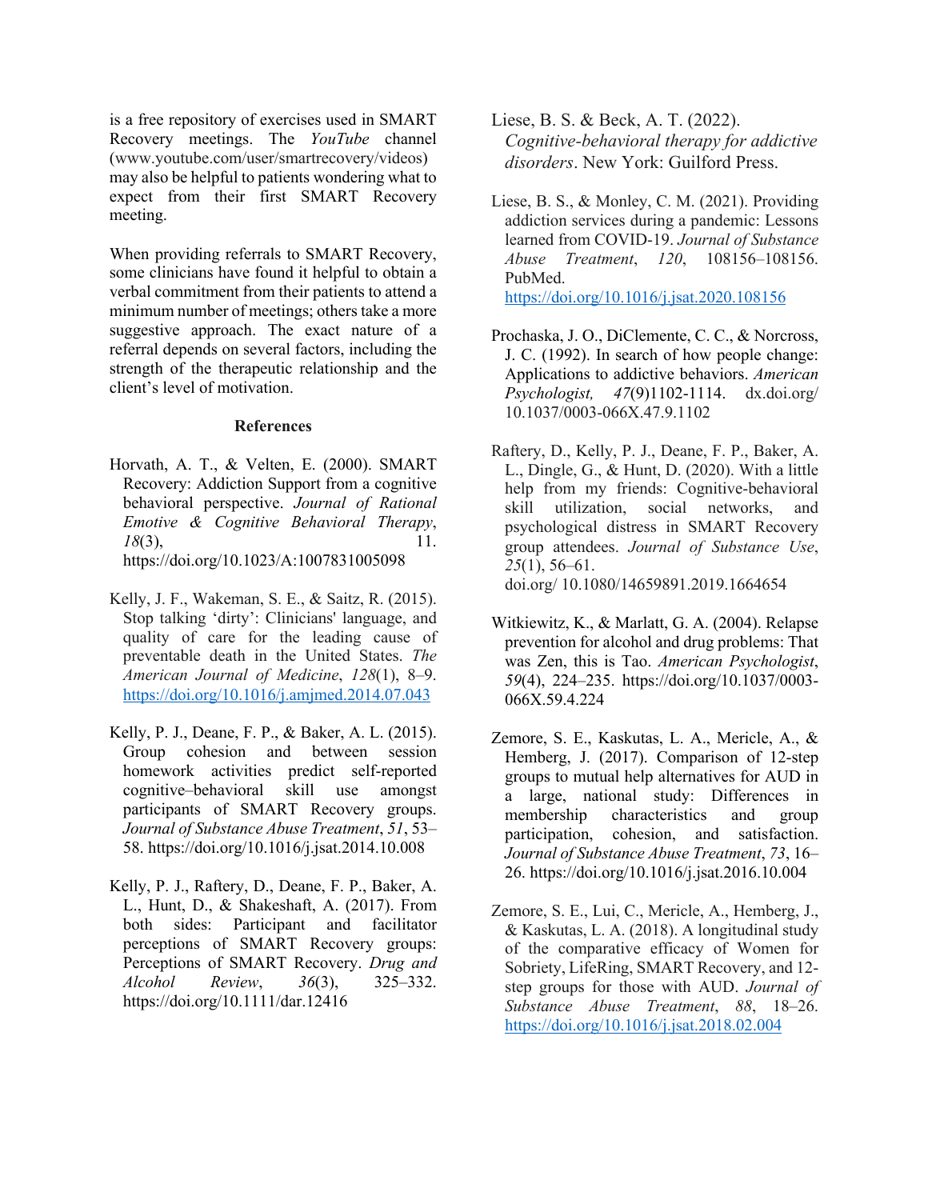is a free repository of exercises used in SMART Recovery meetings. The *YouTube* channel (www.youtube.com/user/smartrecovery/videos) may also be helpful to patients wondering what to expect from their first SMART Recovery meeting.

When providing referrals to SMART Recovery, some clinicians have found it helpful to obtain a verbal commitment from their patients to attend a minimum number of meetings; others take a more suggestive approach. The exact nature of a referral depends on several factors, including the strength of the therapeutic relationship and the client's level of motivation.

## References

Horvath, A. T., & Velten, E. (2000). SMART Recovery: Addiction Support from a cognitive behavioral perspective. *Journal of Rational Emotive & Cognitive Behavioral Therapy*, *18*(3), 11. https://doi.org/10.1023/A:1007831005098

Kelly, J. F., Wakeman, S. E., & Saitz, R. (2015). Stop talking 'dirty': Clinicians' language, and quality of care for the leading cause of preventable death in the United States. *The American Journal of Medicine*, *128*(1), 8–9. https://doi.org/10.1016/j.amjmed.2014.07.043

Kelly, P. J., Deane, F. P., & Baker, A. L. (2015). Group cohesion and between session homework activities predict self-reported cognitive–behavioral skill use amongst participants of SMART Recovery groups. *Journal of Substance Abuse Treatment*, *51*, 53–58. https://doi.org/10.1016/j.jsat.2014.10.008

Kelly, P. J., Raftery, D., Deane, F. P., Baker, A. L., Hunt, D., & Shakeshaft, A. (2017). From both sides: Participant and facilitator perceptions of SMART Recovery groups: Perceptions of SMART Recovery. *Drug and Alcohol Review*, *36*(3), 325–332. https://doi.org/10.1111/dar.12416

Liese, B. S. & Beck, A. T. (2022). *Cognitive-behavioral therapy for addictive disorders*. New York: Guilford Press.

Liese, B. S., & Monley, C. M. (2021). Providing addiction services during a pandemic: Lessons learned from COVID-19. *Journal of Substance Abuse Treatment*, *120*, 108156–108156. PubMed. https://doi.org/10.1016/j.jsat.2020.108156

Prochaska, J. O., DiClemente, C. C., & Norcross, J. C. (1992). In search of how people change: Applications to addictive behaviors. *American Psychologist, 47*(9)1102-1114. dx.doi.org/ 10.1037/0003-066X.47.9.1102

Raftery, D., Kelly, P. J., Deane, F. P., Baker, A. L., Dingle, G., & Hunt, D. (2020). With a little help from my friends: Cognitive-behavioral skill utilization, social networks, and psychological distress in SMART Recovery group attendees. *Journal of Substance Use*, *25*(1), 56–61. doi.org/ 10.1080/14659891.2019.1664654

Witkiewitz, K., & Marlatt, G. A. (2004). Relapse prevention for alcohol and drug problems: That was Zen, this is Tao. *American Psychologist*, *59*(4), 224–235. https://doi.org/10.1037/0003-066X.59.4.224

Zemore, S. E., Kaskutas, L. A., Mericle, A., & Hemberg, J. (2017). Comparison of 12-step groups to mutual help alternatives for AUD in a large, national study: Differences in membership characteristics and group participation, cohesion, and satisfaction. *Journal of Substance Abuse Treatment*, *73*, 16–26. https://doi.org/10.1016/j.jsat.2016.10.004

Zemore, S. E., Lui, C., Mericle, A., Hemberg, J., & Kaskutas, L. A. (2018). A longitudinal study of the comparative efficacy of Women for Sobriety, LifeRing, SMART Recovery, and 12-step groups for those with AUD. *Journal of Substance Abuse Treatment*, *88*, 18–26. https://doi.org/10.1016/j.jsat.2018.02.004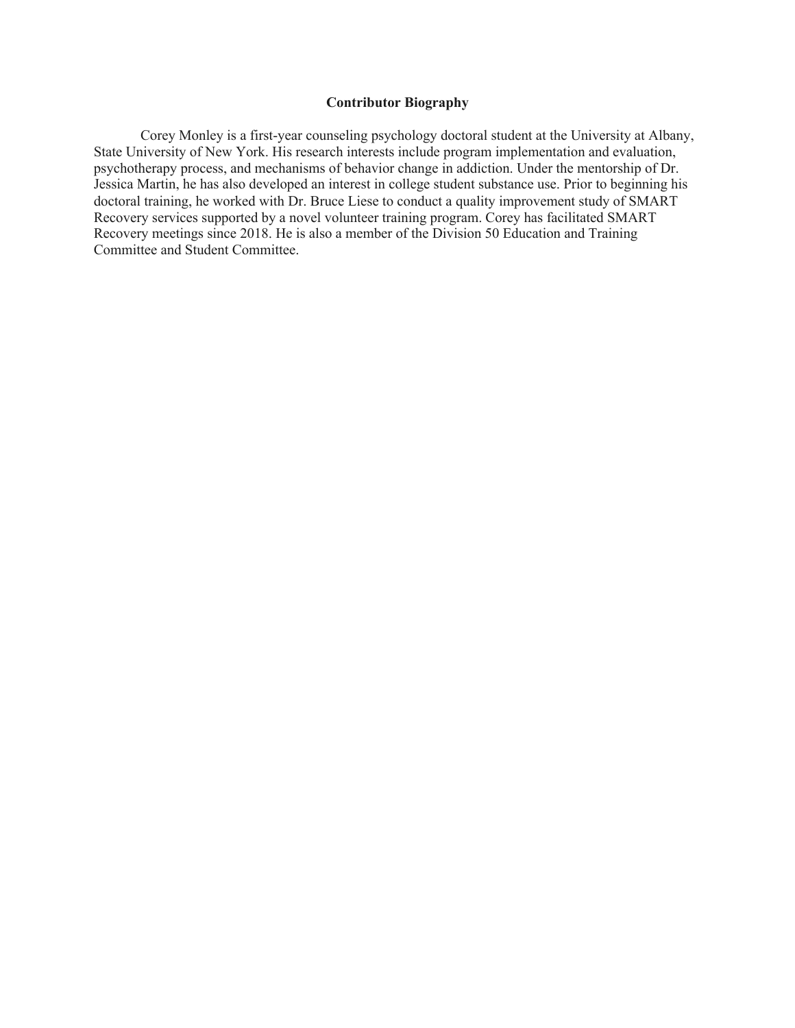## Contributor Biography

Corey Monley is a first-year counseling psychology doctoral student at the University at Albany, State University of New York. His research interests include program implementation and evaluation, psychotherapy process, and mechanisms of behavior change in addiction. Under the mentorship of Dr. Jessica Martin, he has also developed an interest in college student substance use. Prior to beginning his doctoral training, he worked with Dr. Bruce Liese to conduct a quality improvement study of SMART Recovery services supported by a novel volunteer training program. Corey has facilitated SMART Recovery meetings since 2018. He is also a member of the Division 50 Education and Training Committee and Student Committee.